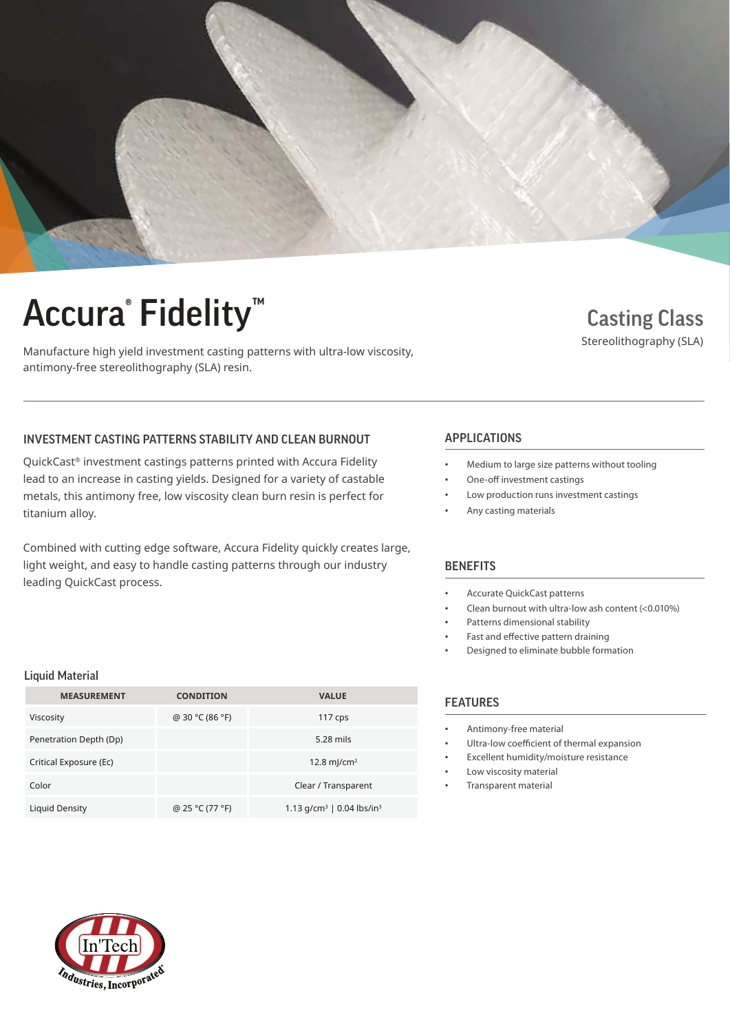# Accura® Fidelity™

Manufacture high yield investment casting patterns with ultra-low viscosity, antimony-free stereolithography (SLA) resin.

## Casting Class

Stereolithography (SLA)

### INVESTMENT CASTING PATTERNS STABILITY AND CLEAN BURNOUT

QuickCast® investment castings patterns printed with Accura Fidelity lead to an increase in casting yields. Designed for a variety of castable metals, this antimony free, low viscosity clean burn resin is perfect for titanium alloy.

Combined with cutting edge software, Accura Fidelity quickly creates large, light weight, and easy to handle casting patterns through our industry leading QuickCast process.

### Liquid Material

| MEASUREMENT | CONDITION | VALUE |
|---|---|---|
| Viscosity | @ 30 °C (86 °F) | 117 cps |
| Penetration Depth (Dp) | | 5.28 mils |
| Critical Exposure (Ec) | | 12.8 mJ/cm² |
| Color | | Clear / Transparent |
| Liquid Density | @ 25 °C (77 °F) | 1.13 g/cm³ \| 0.04 lbs/in³ |

### APPLICATIONS

- Medium to large size patterns without tooling
- One-off investment castings
- Low production runs investment castings
- Any casting materials

### BENEFITS

- Accurate QuickCast patterns
- Clean burnout with ultra-low ash content (<0.010%)
- Patterns dimensional stability
- Fast and effective pattern draining
- Designed to eliminate bubble formation

### FEATURES

- Antimony-free material
- Ultra-low coefficient of thermal expansion
- Excellent humidity/moisture resistance
- Low viscosity material
- Transparent material

In'Tech Industries, Incorporated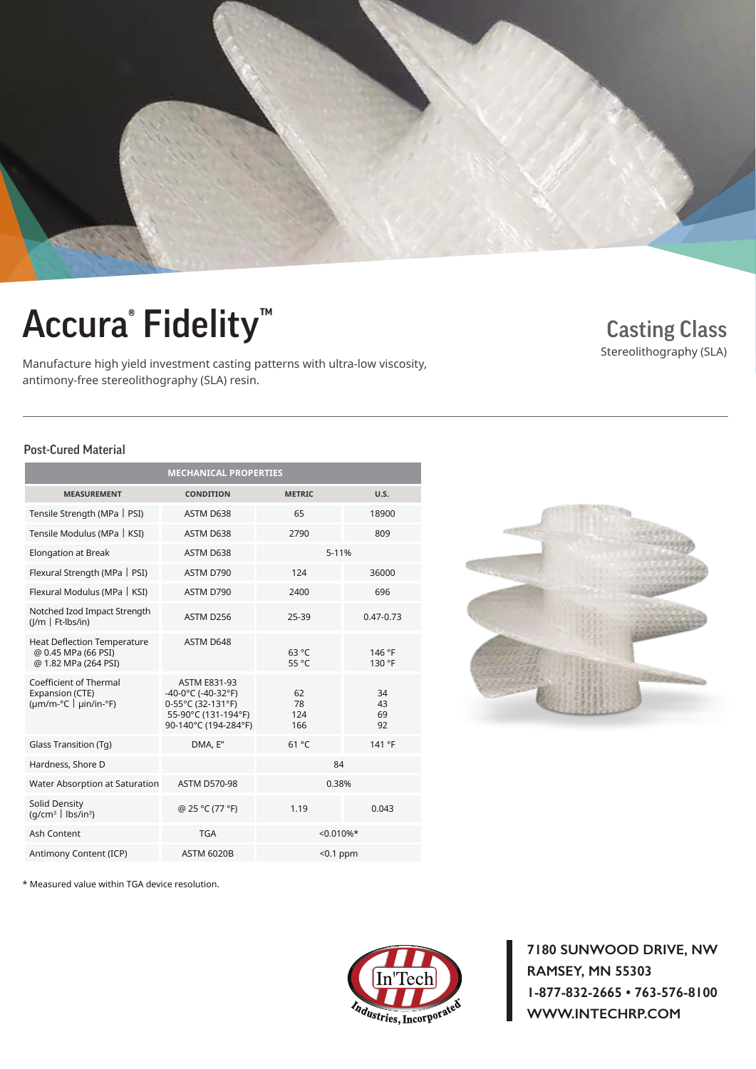# Accura® Fidelity™

## Casting Class

Stereolithography (SLA)

Manufacture high yield investment casting patterns with ultra-low viscosity, antimony-free stereolithography (SLA) resin.

### Post-Cured Material

| MECHANICAL PROPERTIES | | | |
|---|---|---|---|
| **MEASUREMENT** | **CONDITION** | **METRIC** | **U.S.** |
| Tensile Strength (MPa \| PSI) | ASTM D638 | 65 | 18900 |
| Tensile Modulus (MPa \| KSI) | ASTM D638 | 2790 | 809 |
| Elongation at Break | ASTM D638 | 5-11% | |
| Flexural Strength (MPa \| PSI) | ASTM D790 | 124 | 36000 |
| Flexural Modulus (MPa \| KSI) | ASTM D790 | 2400 | 696 |
| Notched Izod Impact Strength (J/m \| Ft-lbs/in) | ASTM D256 | 25-39 | 0.47-0.73 |
| Heat Deflection Temperature @ 0.45 MPa (66 PSI) @ 1.82 MPa (264 PSI) | ASTM D648 | 63 °C 55 °C | 146 °F 130 °F |
| Coefficient of Thermal Expansion (CTE) (µm/m-°C \| µin/in-°F) | ASTM E831-93 -40-0°C (-40-32°F) 0-55°C (32-131°F) 55-90°C (131-194°F) 90-140°C (194-284°F) | 62 78 124 166 | 34 43 69 92 |
| Glass Transition (Tg) | DMA, E" | 61 °C | 141 °F |
| Hardness, Shore D | | 84 | |
| Water Absorption at Saturation | ASTM D570-98 | 0.38% | |
| Solid Density (g/cm³ \| lbs/in³) | @ 25 °C (77 °F) | 1.19 | 0.043 |
| Ash Content | TGA | <0.010%* | |
| Antimony Content (ICP) | ASTM 6020B | <0.1 ppm | |

* Measured value within TGA device resolution.

In'Tech Industries, Incorporated

**7180 SUNWOOD DRIVE, NW**
**RAMSEY, MN 55303**
**1-877-832-2665 • 763-576-8100**
**WWW.INTECHRP.COM**